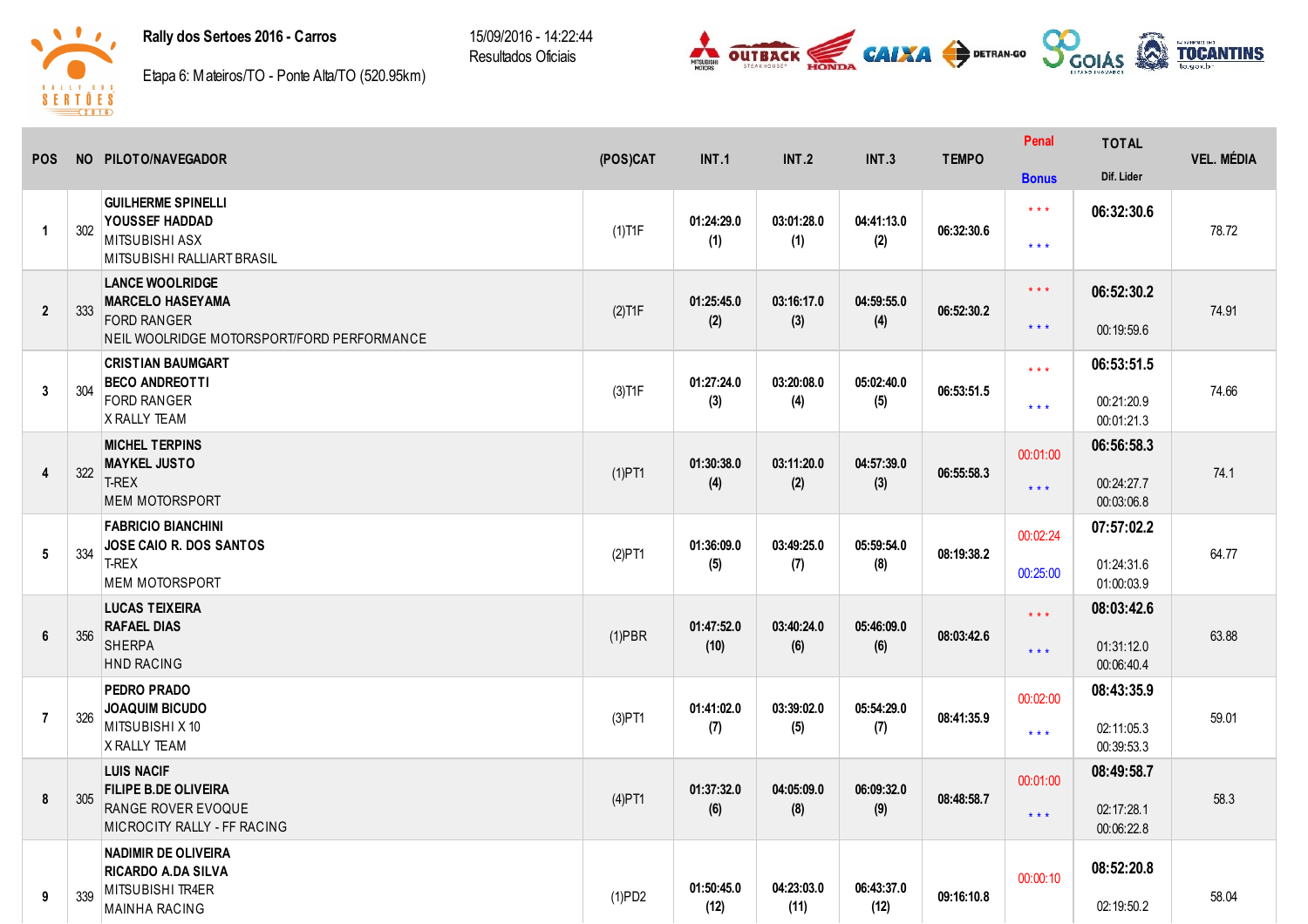**Rally dos Sertoes 2016 - Carros**

Etapa 6: Mateiros/TO - Ponte Alta/TO (520.95km)

15/09/2016 - 14:22:44
Resultados Oficiais

| POS | NO | PILOTO/NAVEGADOR | (POS)CAT | INT.1 | INT.2 | INT.3 | TEMPO | Penal / Bonus | TOTAL / Dif. Lider | VEL. MÉDIA |
|---|---|---|---|---|---|---|---|---|---|---|
| 1 | 302 | **GUILHERME SPINELLI** **YOUSSEF HADDAD** MITSUBISHI ASX MITSUBISHI RALLIART BRASIL | (1)T1F | 01:24:29.0 (1) | 03:01:28.0 (1) | 04:41:13.0 (2) | 06:32:30.6 | \* \* \* / \* \* \* | 06:32:30.6 | 78.72 |
| 2 | 333 | **LANCE WOOLRIDGE** **MARCELO HASEYAMA** FORD RANGER NEIL WOOLRIDGE MOTORSPORT/FORD PERFORMANCE | (2)T1F | 01:25:45.0 (2) | 03:16:17.0 (3) | 04:59:55.0 (4) | 06:52:30.2 | \* \* \* / \* \* \* | 06:52:30.2 / 00:19:59.6 | 74.91 |
| 3 | 304 | **CRISTIAN BAUMGART** **BECO ANDREOTTI** FORD RANGER X RALLY TEAM | (3)T1F | 01:27:24.0 (3) | 03:20:08.0 (4) | 05:02:40.0 (5) | 06:53:51.5 | \* \* \* / \* \* \* | 06:53:51.5 / 00:21:20.9 / 00:01:21.3 | 74.66 |
| 4 | 322 | **MICHEL TERPINS** **MAYKEL JUSTO** T-REX MEM MOTORSPORT | (1)PT1 | 01:30:38.0 (4) | 03:11:20.0 (2) | 04:57:39.0 (3) | 06:55:58.3 | 00:01:00 / \* \* \* | 06:56:58.3 / 00:24:27.7 / 00:03:06.8 | 74.1 |
| 5 | 334 | **FABRICIO BIANCHINI** **JOSE CAIO R. DOS SANTOS** T-REX MEM MOTORSPORT | (2)PT1 | 01:36:09.0 (5) | 03:49:25.0 (7) | 05:59:54.0 (8) | 08:19:38.2 | 00:02:24 / 00:25:00 | 07:57:02.2 / 01:24:31.6 / 01:00:03.9 | 64.77 |
| 6 | 356 | **LUCAS TEIXEIRA** **RAFAEL DIAS** SHERPA HND RACING | (1)PBR | 01:47:52.0 (10) | 03:40:24.0 (6) | 05:46:09.0 (6) | 08:03:42.6 | \* \* \* / \* \* \* | 08:03:42.6 / 01:31:12.0 / 00:06:40.4 | 63.88 |
| 7 | 326 | **PEDRO PRADO** **JOAQUIM BICUDO** MITSUBISHI X 10 X RALLY TEAM | (3)PT1 | 01:41:02.0 (7) | 03:39:02.0 (5) | 05:54:29.0 (7) | 08:41:35.9 | 00:02:00 / \* \* \* | 08:43:35.9 / 02:11:05.3 / 00:39:53.3 | 59.01 |
| 8 | 305 | **LUIS NACIF** **FILIPE B.DE OLIVEIRA** RANGE ROVER EVOQUE MICROCITY RALLY - FF RACING | (4)PT1 | 01:37:32.0 (6) | 04:05:09.0 (8) | 06:09:32.0 (9) | 08:48:58.7 | 00:01:00 / \* \* \* | 08:49:58.7 / 02:17:28.1 / 00:06:22.8 | 58.3 |
| 9 | 339 | **NADIMIR DE OLIVEIRA** **RICARDO A.DA SILVA** MITSUBISHI TR4ER MAINHA RACING | (1)PD2 | 01:50:45.0 (12) | 04:23:03.0 (11) | 06:43:37.0 (12) | 09:16:10.8 | 00:00:10 | 08:52:20.8 / 02:19:50.2 | 58.04 |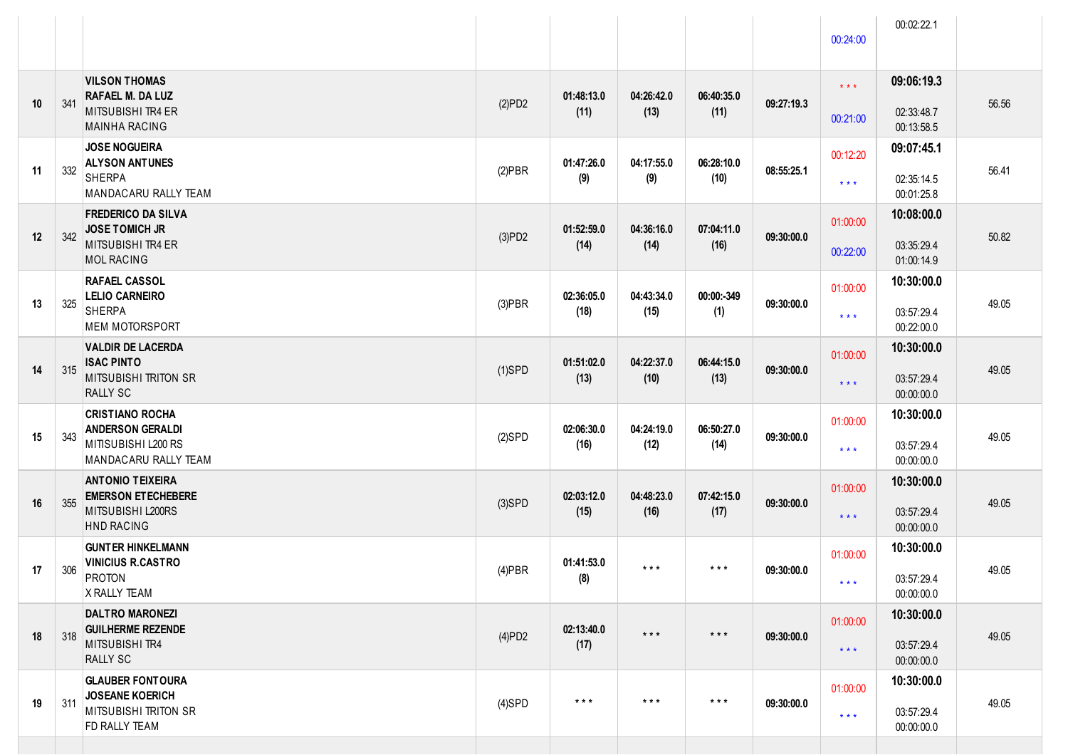| | | | | | | | | | | |
|---|---|---|---|---|---|---|---|---|---|---|
| | | | | | | | | 00:24:00 | 00:02:22.1 | |
| 10 | 341 | **VILSON THOMAS**<br>**RAFAEL M. DA LUZ**<br>MITSUBISHI TR4 ER<br>MAINHA RACING | (2)PD2 | **01:48:13.0 (11)** | **04:26:42.0 (13)** | **06:40:35.0 (11)** | **09:27:19.3** | * * *<br>00:21:00 | **09:06:19.3**<br>02:33:48.7<br>00:13:58.5 | 56.56 |
| 11 | 332 | **JOSE NOGUEIRA**<br>**ALYSON ANTUNES**<br>SHERPA<br>MANDACARU RALLY TEAM | (2)PBR | **01:47:26.0 (9)** | **04:17:55.0 (9)** | **06:28:10.0 (10)** | **08:55:25.1** | 00:12:20<br>* * * | **09:07:45.1**<br>02:35:14.5<br>00:01:25.8 | 56.41 |
| 12 | 342 | **FREDERICO DA SILVA**<br>**JOSE TOMICH JR**<br>MITSUBISHI TR4 ER<br>MOL RACING | (3)PD2 | **01:52:59.0 (14)** | **04:36:16.0 (14)** | **07:04:11.0 (16)** | **09:30:00.0** | 01:00:00<br>00:22:00 | **10:08:00.0**<br>03:35:29.4<br>01:00:14.9 | 50.82 |
| 13 | 325 | **RAFAEL CASSOL**<br>**LELIO CARNEIRO**<br>SHERPA<br>MEM MOTORSPORT | (3)PBR | **02:36:05.0 (18)** | **04:43:34.0 (15)** | **00:00:-349 (1)** | **09:30:00.0** | 01:00:00<br>* * * | **10:30:00.0**<br>03:57:29.4<br>00:22:00.0 | 49.05 |
| 14 | 315 | **VALDIR DE LACERDA**<br>**ISAC PINTO**<br>MITSUBISHI TRITON SR<br>RALLY SC | (1)SPD | **01:51:02.0 (13)** | **04:22:37.0 (10)** | **06:44:15.0 (13)** | **09:30:00.0** | 01:00:00<br>* * * | **10:30:00.0**<br>03:57:29.4<br>00:00:00.0 | 49.05 |
| 15 | 343 | **CRISTIANO ROCHA**<br>**ANDERSON GERALDI**<br>MITISUBISHI L200 RS<br>MANDACARU RALLY TEAM | (2)SPD | **02:06:30.0 (16)** | **04:24:19.0 (12)** | **06:50:27.0 (14)** | **09:30:00.0** | 01:00:00<br>* * * | **10:30:00.0**<br>03:57:29.4<br>00:00:00.0 | 49.05 |
| 16 | 355 | **ANTONIO TEIXEIRA**<br>**EMERSON ETECHEBERE**<br>MITSUBISHI L200RS<br>HND RACING | (3)SPD | **02:03:12.0 (15)** | **04:48:23.0 (16)** | **07:42:15.0 (17)** | **09:30:00.0** | 01:00:00<br>* * * | **10:30:00.0**<br>03:57:29.4<br>00:00:00.0 | 49.05 |
| 17 | 306 | **GUNTER HINKELMANN**<br>**VINICIUS R.CASTRO**<br>PROTON<br>X RALLY TEAM | (4)PBR | **01:41:53.0 (8)** | * * * | * * * | **09:30:00.0** | 01:00:00<br>* * * | **10:30:00.0**<br>03:57:29.4<br>00:00:00.0 | 49.05 |
| 18 | 318 | **DALTRO MARONEZI**<br>**GUILHERME REZENDE**<br>MITSUBISHI TR4<br>RALLY SC | (4)PD2 | **02:13:40.0 (17)** | * * * | * * * | **09:30:00.0** | 01:00:00<br>* * * | **10:30:00.0**<br>03:57:29.4<br>00:00:00.0 | 49.05 |
| 19 | 311 | **GLAUBER FONTOURA**<br>**JOSEANE KOERICH**<br>MITSUBISHI TRITON SR<br>FD RALLY TEAM | (4)SPD | * * * | * * * | * * * | **09:30:00.0** | 01:00:00<br>* * * | **10:30:00.0**<br>03:57:29.4<br>00:00:00.0 | 49.05 |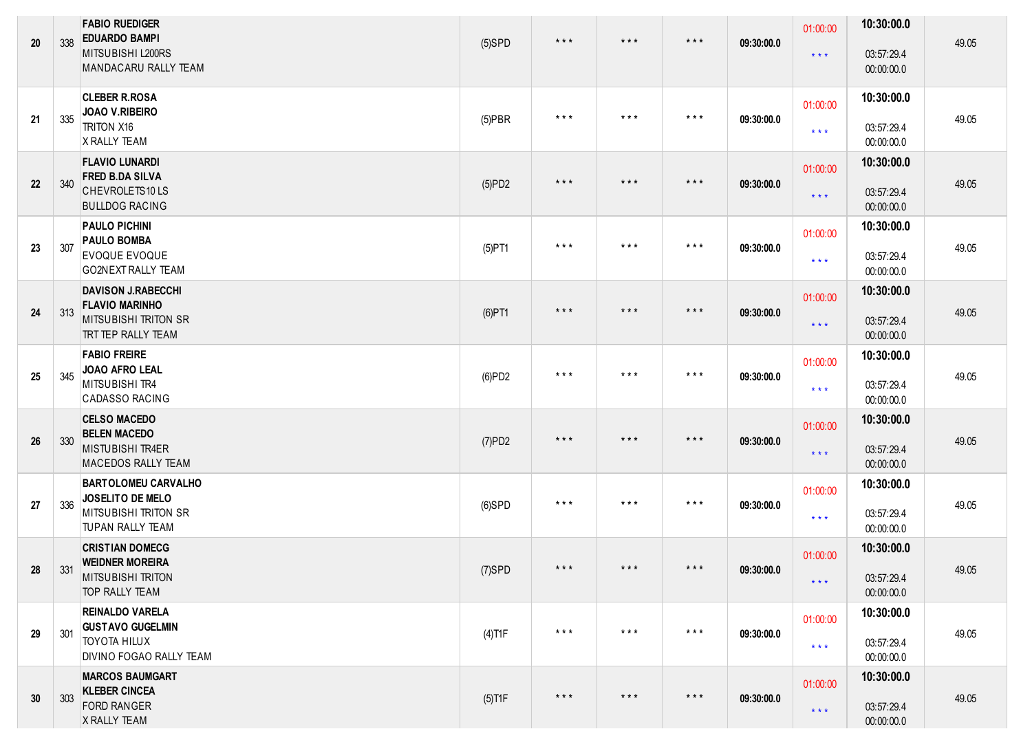| | | | | | | | | | | |
|---|---|---|---|---|---|---|---|---|---|---|
| 20 | 338 | **FABIO RUEDIGER**<br>**EDUARDO BAMPI**<br>MITSUBISHI L200RS<br>MANDACARU RALLY TEAM | (5)SPD | * * * | * * * | * * * | **09:30:00.0** | 01:00:00<br>* * * | **10:30:00.0**<br>03:57:29.4<br>00:00:00.0 | 49.05 |
| 21 | 335 | **CLEBER R.ROSA**<br>**JOAO V.RIBEIRO**<br>TRITON X16<br>X RALLY TEAM | (5)PBR | * * * | * * * | * * * | **09:30:00.0** | 01:00:00<br>* * * | **10:30:00.0**<br>03:57:29.4<br>00:00:00.0 | 49.05 |
| 22 | 340 | **FLAVIO LUNARDI**<br>**FRED B.DA SILVA**<br>CHEVROLETS10 LS<br>BULLDOG RACING | (5)PD2 | * * * | * * * | * * * | **09:30:00.0** | 01:00:00<br>* * * | **10:30:00.0**<br>03:57:29.4<br>00:00:00.0 | 49.05 |
| 23 | 307 | **PAULO PICHINI**<br>**PAULO BOMBA**<br>EVOQUE EVOQUE<br>GO2NEXT RALLY TEAM | (5)PT1 | * * * | * * * | * * * | **09:30:00.0** | 01:00:00<br>* * * | **10:30:00.0**<br>03:57:29.4<br>00:00:00.0 | 49.05 |
| 24 | 313 | **DAVISON J.RABECCHI**<br>**FLAVIO MARINHO**<br>MITSUBISHI TRITON SR<br>TRT TEP RALLY TEAM | (6)PT1 | * * * | * * * | * * * | **09:30:00.0** | 01:00:00<br>* * * | **10:30:00.0**<br>03:57:29.4<br>00:00:00.0 | 49.05 |
| 25 | 345 | **FABIO FREIRE**<br>**JOAO AFRO LEAL**<br>MITSUBISHI TR4<br>CADASSO RACING | (6)PD2 | * * * | * * * | * * * | **09:30:00.0** | 01:00:00<br>* * * | **10:30:00.0**<br>03:57:29.4<br>00:00:00.0 | 49.05 |
| 26 | 330 | **CELSO MACEDO**<br>**BELEN MACEDO**<br>MISTUBISHI TR4ER<br>MACEDOS RALLY TEAM | (7)PD2 | * * * | * * * | * * * | **09:30:00.0** | 01:00:00<br>* * * | **10:30:00.0**<br>03:57:29.4<br>00:00:00.0 | 49.05 |
| 27 | 336 | **BARTOLOMEU CARVALHO**<br>**JOSELITO DE MELO**<br>MITSUBISHI TRITON SR<br>TUPAN RALLY TEAM | (6)SPD | * * * | * * * | * * * | **09:30:00.0** | 01:00:00<br>* * * | **10:30:00.0**<br>03:57:29.4<br>00:00:00.0 | 49.05 |
| 28 | 331 | **CRISTIAN DOMECG**<br>**WEIDNER MOREIRA**<br>MITSUBISHI TRITON<br>TOP RALLY TEAM | (7)SPD | * * * | * * * | * * * | **09:30:00.0** | 01:00:00<br>* * * | **10:30:00.0**<br>03:57:29.4<br>00:00:00.0 | 49.05 |
| 29 | 301 | **REINALDO VARELA**<br>**GUSTAVO GUGELMIN**<br>TOYOTA HILUX<br>DIVINO FOGAO RALLY TEAM | (4)T1F | * * * | * * * | * * * | **09:30:00.0** | 01:00:00<br>* * * | **10:30:00.0**<br>03:57:29.4<br>00:00:00.0 | 49.05 |
| 30 | 303 | **MARCOS BAUMGART**<br>**KLEBER CINCEA**<br>FORD RANGER<br>X RALLY TEAM | (5)T1F | * * * | * * * | * * * | **09:30:00.0** | 01:00:00<br>* * * | **10:30:00.0**<br>03:57:29.4<br>00:00:00.0 | 49.05 |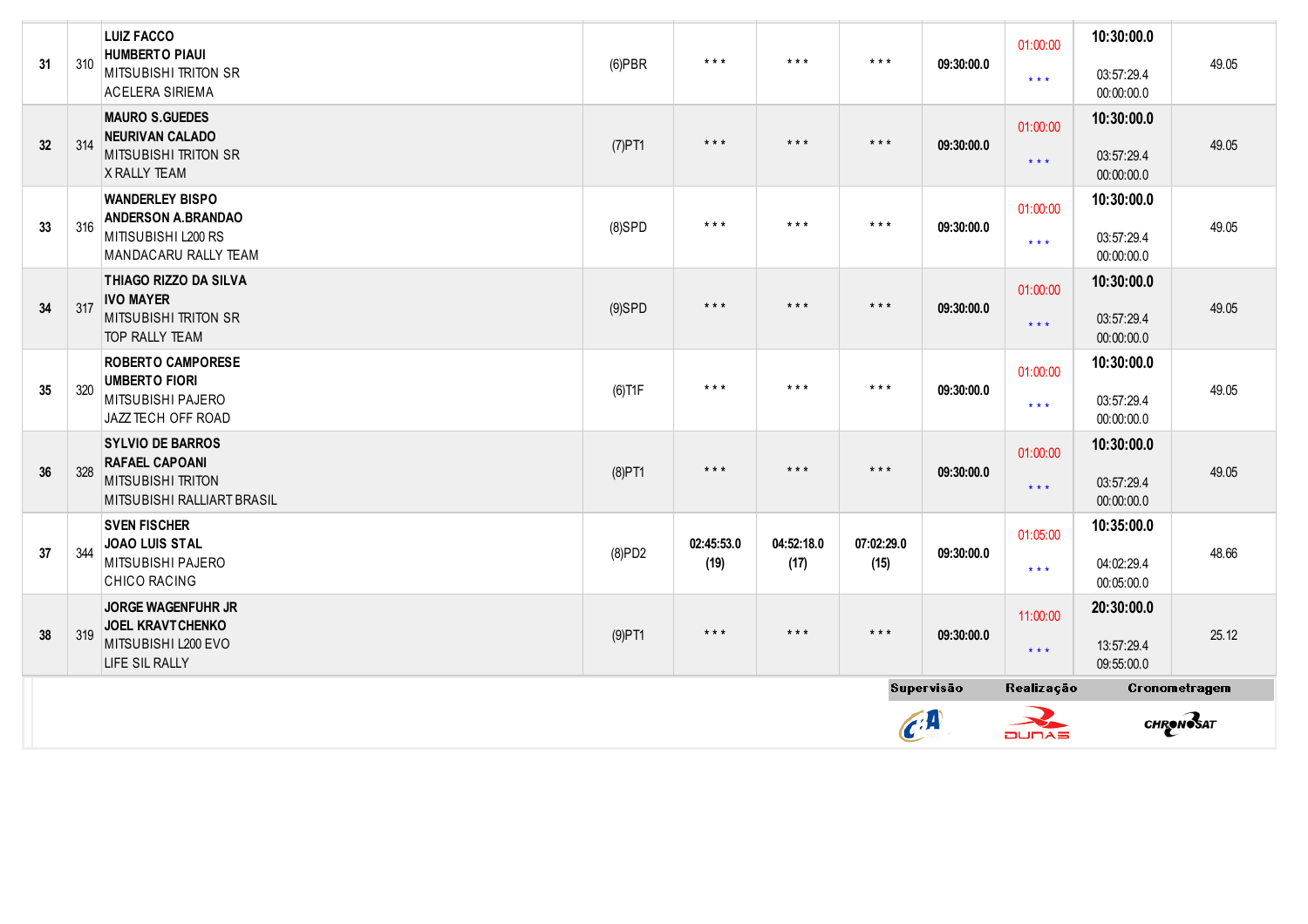| | | | | | | | | | | |
|---|---|---|---|---|---|---|---|---|---|---|
| 31 | 310 | **LUIZ FACCO**<br>**HUMBERTO PIAUI**<br>MITSUBISHI TRITON SR<br>ACELERA SIRIEMA | (6)PBR | * * * | * * * | * * * | **09:30:00.0** | 01:00:00<br>* * * | **10:30:00.0**<br>03:57:29.4<br>00:00:00.0 | 49.05 |
| 32 | 314 | **MAURO S.GUEDES**<br>**NEURIVAN CALADO**<br>MITSUBISHI TRITON SR<br>X RALLY TEAM | (7)PT1 | * * * | * * * | * * * | **09:30:00.0** | 01:00:00<br>* * * | **10:30:00.0**<br>03:57:29.4<br>00:00:00.0 | 49.05 |
| 33 | 316 | **WANDERLEY BISPO**<br>**ANDERSON A.BRANDAO**<br>MITISUBISHI L200 RS<br>MANDACARU RALLY TEAM | (8)SPD | * * * | * * * | * * * | **09:30:00.0** | 01:00:00<br>* * * | **10:30:00.0**<br>03:57:29.4<br>00:00:00.0 | 49.05 |
| 34 | 317 | **THIAGO RIZZO DA SILVA**<br>**IVO MAYER**<br>MITSUBISHI TRITON SR<br>TOP RALLY TEAM | (9)SPD | * * * | * * * | * * * | **09:30:00.0** | 01:00:00<br>* * * | **10:30:00.0**<br>03:57:29.4<br>00:00:00.0 | 49.05 |
| 35 | 320 | **ROBERTO CAMPORESE**<br>**UMBERTO FIORI**<br>MITSUBISHI PAJERO<br>JAZZ TECH OFF ROAD | (6)T1F | * * * | * * * | * * * | **09:30:00.0** | 01:00:00<br>* * * | **10:30:00.0**<br>03:57:29.4<br>00:00:00.0 | 49.05 |
| 36 | 328 | **SYLVIO DE BARROS**<br>**RAFAEL CAPOANI**<br>MITSUBISHI TRITON<br>MITSUBISHI RALLIART BRASIL | (8)PT1 | * * * | * * * | * * * | **09:30:00.0** | 01:00:00<br>* * * | **10:30:00.0**<br>03:57:29.4<br>00:00:00.0 | 49.05 |
| 37 | 344 | **SVEN FISCHER**<br>**JOAO LUIS STAL**<br>MITSUBISHI PAJERO<br>CHICO RACING | (8)PD2 | **02:45:53.0**<br>**(19)** | **04:52:18.0**<br>**(17)** | **07:02:29.0**<br>**(15)** | **09:30:00.0** | 01:05:00<br>* * * | **10:35:00.0**<br>04:02:29.4<br>00:05:00.0 | 48.66 |
| 38 | 319 | **JORGE WAGENFUHR JR**<br>**JOEL KRAVTCHENKO**<br>MITSUBISHI L200 EVO<br>LIFE SIL RALLY | (9)PT1 | * * * | * * * | * * * | **09:30:00.0** | 11:00:00<br>* * * | **20:30:00.0**<br>13:57:29.4<br>09:55:00.0 | 25.12 |

Supervisão | Realização | Cronometragem